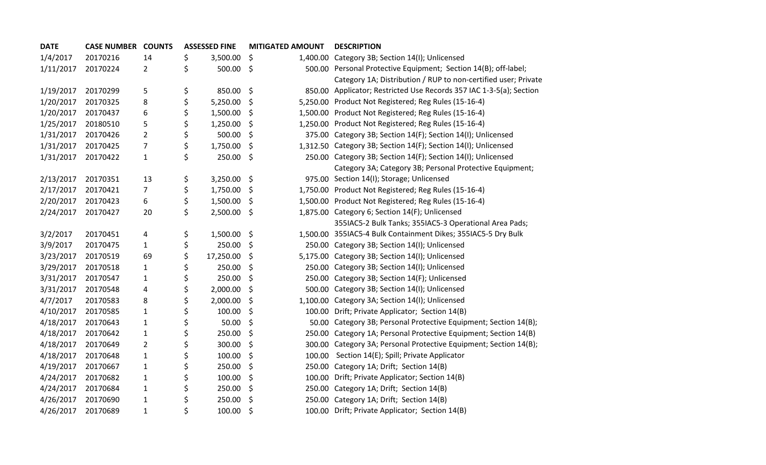| DATE | CASE NUMBER | COUNTS | ASSESSED FINE | MITIGATED AMOUNT | DESCRIPTION |
|---|---|---|---|---|---|
| 1/4/2017 | 20170216 | 14 | $ 3,500.00 | $ 1,400.00 | Category 3B; Section 14(I); Unlicensed |
| 1/11/2017 | 20170224 | 2 | $ 500.00 | $ 500.00 | Personal Protective Equipment; Section 14(B); off-label; |
| 1/19/2017 | 20170299 | 5 | $ 850.00 | $ 850.00 | Category 1A; Distribution / RUP to non-certified user; Private Applicator; Restricted Use Records 357 IAC 1-3-5(a); Section |
| 1/20/2017 | 20170325 | 8 | $ 5,250.00 | $ 5,250.00 | Product Not Registered; Reg Rules (15-16-4) |
| 1/20/2017 | 20170437 | 6 | $ 1,500.00 | $ 1,500.00 | Product Not Registered; Reg Rules (15-16-4) |
| 1/25/2017 | 20180510 | 5 | $ 1,250.00 | $ 1,250.00 | Product Not Registered; Reg Rules (15-16-4) |
| 1/31/2017 | 20170426 | 2 | $ 500.00 | $ 375.00 | Category 3B; Section 14(F); Section 14(I); Unlicensed |
| 1/31/2017 | 20170425 | 7 | $ 1,750.00 | $ 1,312.50 | Category 3B; Section 14(F); Section 14(I); Unlicensed |
| 1/31/2017 | 20170422 | 1 | $ 250.00 | $ 250.00 | Category 3B; Section 14(F); Section 14(I); Unlicensed |
| 2/13/2017 | 20170351 | 13 | $ 3,250.00 | $ 975.00 | Category 3A; Category 3B; Personal Protective Equipment; Section 14(I); Storage; Unlicensed |
| 2/17/2017 | 20170421 | 7 | $ 1,750.00 | $ 1,750.00 | Product Not Registered; Reg Rules (15-16-4) |
| 2/20/2017 | 20170423 | 6 | $ 1,500.00 | $ 1,500.00 | Product Not Registered; Reg Rules (15-16-4) |
| 2/24/2017 | 20170427 | 20 | $ 2,500.00 | $ 1,875.00 | Category 6; Section 14(F); Unlicensed |
| 3/2/2017 | 20170451 | 4 | $ 1,500.00 | $ 1,500.00 | 355IAC5-2 Bulk Tanks; 355IAC5-3 Operational Area Pads; 355IAC5-4 Bulk Containment Dikes; 355IAC5-5 Dry Bulk |
| 3/9/2017 | 20170475 | 1 | $ 250.00 | $ 250.00 | Category 3B; Section 14(I); Unlicensed |
| 3/23/2017 | 20170519 | 69 | $ 17,250.00 | $ 5,175.00 | Category 3B; Section 14(I); Unlicensed |
| 3/29/2017 | 20170518 | 1 | $ 250.00 | $ 250.00 | Category 3B; Section 14(I); Unlicensed |
| 3/31/2017 | 20170547 | 1 | $ 250.00 | $ 250.00 | Category 3B; Section 14(F); Unlicensed |
| 3/31/2017 | 20170548 | 4 | $ 2,000.00 | $ 500.00 | Category 3B; Section 14(I); Unlicensed |
| 4/7/2017 | 20170583 | 8 | $ 2,000.00 | $ 1,100.00 | Category 3A; Section 14(I); Unlicensed |
| 4/10/2017 | 20170585 | 1 | $ 100.00 | $ 100.00 | Drift; Private Applicator; Section 14(B) |
| 4/18/2017 | 20170643 | 1 | $ 50.00 | $ 50.00 | Category 3B; Personal Protective Equipment; Section 14(B); |
| 4/18/2017 | 20170642 | 1 | $ 250.00 | $ 250.00 | Category 1A; Personal Protective Equipment; Section 14(B) |
| 4/18/2017 | 20170649 | 2 | $ 300.00 | $ 300.00 | Category 3A; Personal Protective Equipment; Section 14(B); |
| 4/18/2017 | 20170648 | 1 | $ 100.00 | $ 100.00 | Section 14(E); Spill; Private Applicator |
| 4/19/2017 | 20170667 | 1 | $ 250.00 | $ 250.00 | Category 1A; Drift; Section 14(B) |
| 4/24/2017 | 20170682 | 1 | $ 100.00 | $ 100.00 | Drift; Private Applicator; Section 14(B) |
| 4/24/2017 | 20170684 | 1 | $ 250.00 | $ 250.00 | Category 1A; Drift; Section 14(B) |
| 4/26/2017 | 20170690 | 1 | $ 250.00 | $ 250.00 | Category 1A; Drift; Section 14(B) |
| 4/26/2017 | 20170689 | 1 | $ 100.00 | $ 100.00 | Drift; Private Applicator; Section 14(B) |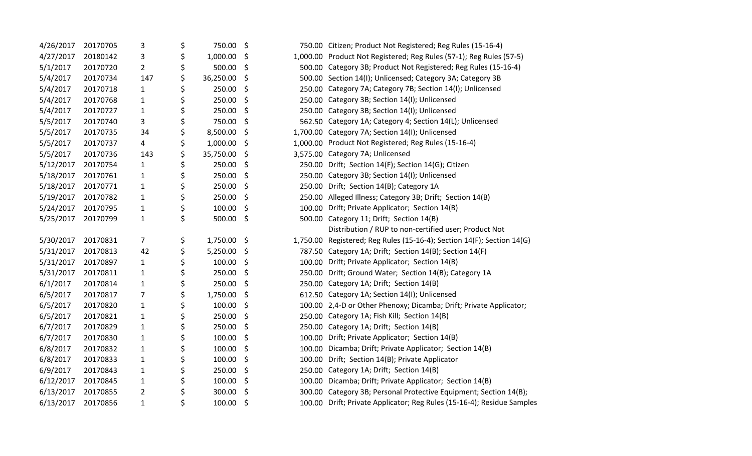| | | | | | |
|---|---|---|---|---|---|
| 4/26/2017 | 20170705 | 3 | $ 750.00 | $ 750.00 | Citizen; Product Not Registered; Reg Rules (15-16-4) |
| 4/27/2017 | 20180142 | 3 | $ 1,000.00 | $ 1,000.00 | Product Not Registered; Reg Rules (57-1); Reg Rules (57-5) |
| 5/1/2017 | 20170720 | 2 | $ 500.00 | $ 500.00 | Category 3B; Product Not Registered; Reg Rules (15-16-4) |
| 5/4/2017 | 20170734 | 147 | $ 36,250.00 | $ 500.00 | Section 14(I); Unlicensed; Category 3A; Category 3B |
| 5/4/2017 | 20170718 | 1 | $ 250.00 | $ 250.00 | Category 7A; Category 7B; Section 14(I); Unlicensed |
| 5/4/2017 | 20170768 | 1 | $ 250.00 | $ 250.00 | Category 3B; Section 14(I); Unlicensed |
| 5/4/2017 | 20170727 | 1 | $ 250.00 | $ 250.00 | Category 3B; Section 14(I); Unlicensed |
| 5/5/2017 | 20170740 | 3 | $ 750.00 | $ 562.50 | Category 1A; Category 4; Section 14(L); Unlicensed |
| 5/5/2017 | 20170735 | 34 | $ 8,500.00 | $ 1,700.00 | Category 7A; Section 14(I); Unlicensed |
| 5/5/2017 | 20170737 | 4 | $ 1,000.00 | $ 1,000.00 | Product Not Registered; Reg Rules (15-16-4) |
| 5/5/2017 | 20170736 | 143 | $ 35,750.00 | $ 3,575.00 | Category 7A; Unlicensed |
| 5/12/2017 | 20170754 | 1 | $ 250.00 | $ 250.00 | Drift; Section 14(F); Section 14(G); Citizen |
| 5/18/2017 | 20170761 | 1 | $ 250.00 | $ 250.00 | Category 3B; Section 14(I); Unlicensed |
| 5/18/2017 | 20170771 | 1 | $ 250.00 | $ 250.00 | Drift; Section 14(B); Category 1A |
| 5/19/2017 | 20170782 | 1 | $ 250.00 | $ 250.00 | Alleged Illness; Category 3B; Drift; Section 14(B) |
| 5/24/2017 | 20170795 | 1 | $ 100.00 | $ 100.00 | Drift; Private Applicator; Section 14(B) |
| 5/25/2017 | 20170799 | 1 | $ 500.00 | $ 500.00 | Category 11; Drift; Section 14(B) |
| 5/30/2017 | 20170831 | 7 | $ 1,750.00 | $ 1,750.00 | Distribution / RUP to non-certified user; Product Not Registered; Reg Rules (15-16-4); Section 14(F); Section 14(G) |
| 5/31/2017 | 20170813 | 42 | $ 5,250.00 | $ 787.50 | Category 1A; Drift; Section 14(B); Section 14(F) |
| 5/31/2017 | 20170897 | 1 | $ 100.00 | $ 100.00 | Drift; Private Applicator; Section 14(B) |
| 5/31/2017 | 20170811 | 1 | $ 250.00 | $ 250.00 | Drift; Ground Water; Section 14(B); Category 1A |
| 6/1/2017 | 20170814 | 1 | $ 250.00 | $ 250.00 | Category 1A; Drift; Section 14(B) |
| 6/5/2017 | 20170817 | 7 | $ 1,750.00 | $ 612.50 | Category 1A; Section 14(I); Unlicensed |
| 6/5/2017 | 20170820 | 1 | $ 100.00 | $ 100.00 | 2,4-D or Other Phenoxy; Dicamba; Drift; Private Applicator; |
| 6/5/2017 | 20170821 | 1 | $ 250.00 | $ 250.00 | Category 1A; Fish Kill; Section 14(B) |
| 6/7/2017 | 20170829 | 1 | $ 250.00 | $ 250.00 | Category 1A; Drift; Section 14(B) |
| 6/7/2017 | 20170830 | 1 | $ 100.00 | $ 100.00 | Drift; Private Applicator; Section 14(B) |
| 6/8/2017 | 20170832 | 1 | $ 100.00 | $ 100.00 | Dicamba; Drift; Private Applicator; Section 14(B) |
| 6/8/2017 | 20170833 | 1 | $ 100.00 | $ 100.00 | Drift; Section 14(B); Private Applicator |
| 6/9/2017 | 20170843 | 1 | $ 250.00 | $ 250.00 | Category 1A; Drift; Section 14(B) |
| 6/12/2017 | 20170845 | 1 | $ 100.00 | $ 100.00 | Dicamba; Drift; Private Applicator; Section 14(B) |
| 6/13/2017 | 20170855 | 2 | $ 300.00 | $ 300.00 | Category 3B; Personal Protective Equipment; Section 14(B); |
| 6/13/2017 | 20170856 | 1 | $ 100.00 | $ 100.00 | Drift; Private Applicator; Reg Rules (15-16-4); Residue Samples |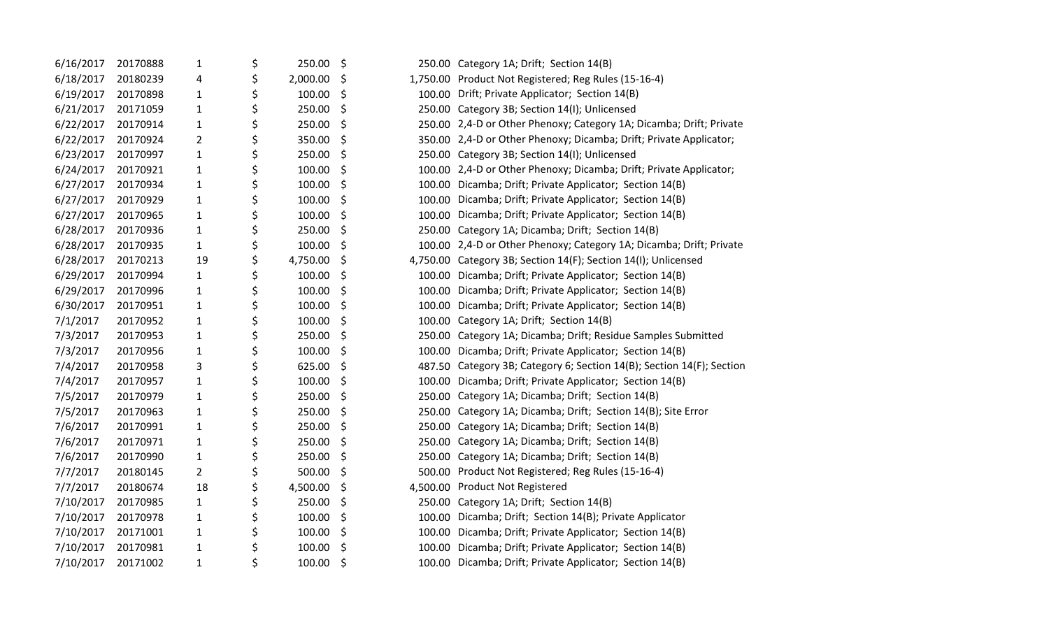| | | | | | |
|---|---|---|---|---|---|
| 6/16/2017 | 20170888 | 1 | $ 250.00 | $ 250.00 | Category 1A; Drift; Section 14(B) |
| 6/18/2017 | 20180239 | 4 | $ 2,000.00 | $ 1,750.00 | Product Not Registered; Reg Rules (15-16-4) |
| 6/19/2017 | 20170898 | 1 | $ 100.00 | $ 100.00 | Drift; Private Applicator; Section 14(B) |
| 6/21/2017 | 20171059 | 1 | $ 250.00 | $ 250.00 | Category 3B; Section 14(I); Unlicensed |
| 6/22/2017 | 20170914 | 1 | $ 250.00 | $ 250.00 | 2,4-D or Other Phenoxy; Category 1A; Dicamba; Drift; Private |
| 6/22/2017 | 20170924 | 2 | $ 350.00 | $ 350.00 | 2,4-D or Other Phenoxy; Dicamba; Drift; Private Applicator; |
| 6/23/2017 | 20170997 | 1 | $ 250.00 | $ 250.00 | Category 3B; Section 14(I); Unlicensed |
| 6/24/2017 | 20170921 | 1 | $ 100.00 | $ 100.00 | 2,4-D or Other Phenoxy; Dicamba; Drift; Private Applicator; |
| 6/27/2017 | 20170934 | 1 | $ 100.00 | $ 100.00 | Dicamba; Drift; Private Applicator; Section 14(B) |
| 6/27/2017 | 20170929 | 1 | $ 100.00 | $ 100.00 | Dicamba; Drift; Private Applicator; Section 14(B) |
| 6/27/2017 | 20170965 | 1 | $ 100.00 | $ 100.00 | Dicamba; Drift; Private Applicator; Section 14(B) |
| 6/28/2017 | 20170936 | 1 | $ 250.00 | $ 250.00 | Category 1A; Dicamba; Drift; Section 14(B) |
| 6/28/2017 | 20170935 | 1 | $ 100.00 | $ 100.00 | 2,4-D or Other Phenoxy; Category 1A; Dicamba; Drift; Private |
| 6/28/2017 | 20170213 | 19 | $ 4,750.00 | $ 4,750.00 | Category 3B; Section 14(F); Section 14(I); Unlicensed |
| 6/29/2017 | 20170994 | 1 | $ 100.00 | $ 100.00 | Dicamba; Drift; Private Applicator; Section 14(B) |
| 6/29/2017 | 20170996 | 1 | $ 100.00 | $ 100.00 | Dicamba; Drift; Private Applicator; Section 14(B) |
| 6/30/2017 | 20170951 | 1 | $ 100.00 | $ 100.00 | Dicamba; Drift; Private Applicator; Section 14(B) |
| 7/1/2017 | 20170952 | 1 | $ 100.00 | $ 100.00 | Category 1A; Drift; Section 14(B) |
| 7/3/2017 | 20170953 | 1 | $ 250.00 | $ 250.00 | Category 1A; Dicamba; Drift; Residue Samples Submitted |
| 7/3/2017 | 20170956 | 1 | $ 100.00 | $ 100.00 | Dicamba; Drift; Private Applicator; Section 14(B) |
| 7/4/2017 | 20170958 | 3 | $ 625.00 | $ 487.50 | Category 3B; Category 6; Section 14(B); Section 14(F); Section |
| 7/4/2017 | 20170957 | 1 | $ 100.00 | $ 100.00 | Dicamba; Drift; Private Applicator; Section 14(B) |
| 7/5/2017 | 20170979 | 1 | $ 250.00 | $ 250.00 | Category 1A; Dicamba; Drift; Section 14(B) |
| 7/5/2017 | 20170963 | 1 | $ 250.00 | $ 250.00 | Category 1A; Dicamba; Drift; Section 14(B); Site Error |
| 7/6/2017 | 20170991 | 1 | $ 250.00 | $ 250.00 | Category 1A; Dicamba; Drift; Section 14(B) |
| 7/6/2017 | 20170971 | 1 | $ 250.00 | $ 250.00 | Category 1A; Dicamba; Drift; Section 14(B) |
| 7/6/2017 | 20170990 | 1 | $ 250.00 | $ 250.00 | Category 1A; Dicamba; Drift; Section 14(B) |
| 7/7/2017 | 20180145 | 2 | $ 500.00 | $ 500.00 | Product Not Registered; Reg Rules (15-16-4) |
| 7/7/2017 | 20180674 | 18 | $ 4,500.00 | $ 4,500.00 | Product Not Registered |
| 7/10/2017 | 20170985 | 1 | $ 250.00 | $ 250.00 | Category 1A; Drift; Section 14(B) |
| 7/10/2017 | 20170978 | 1 | $ 100.00 | $ 100.00 | Dicamba; Drift; Section 14(B); Private Applicator |
| 7/10/2017 | 20171001 | 1 | $ 100.00 | $ 100.00 | Dicamba; Drift; Private Applicator; Section 14(B) |
| 7/10/2017 | 20170981 | 1 | $ 100.00 | $ 100.00 | Dicamba; Drift; Private Applicator; Section 14(B) |
| 7/10/2017 | 20171002 | 1 | $ 100.00 | $ 100.00 | Dicamba; Drift; Private Applicator; Section 14(B) |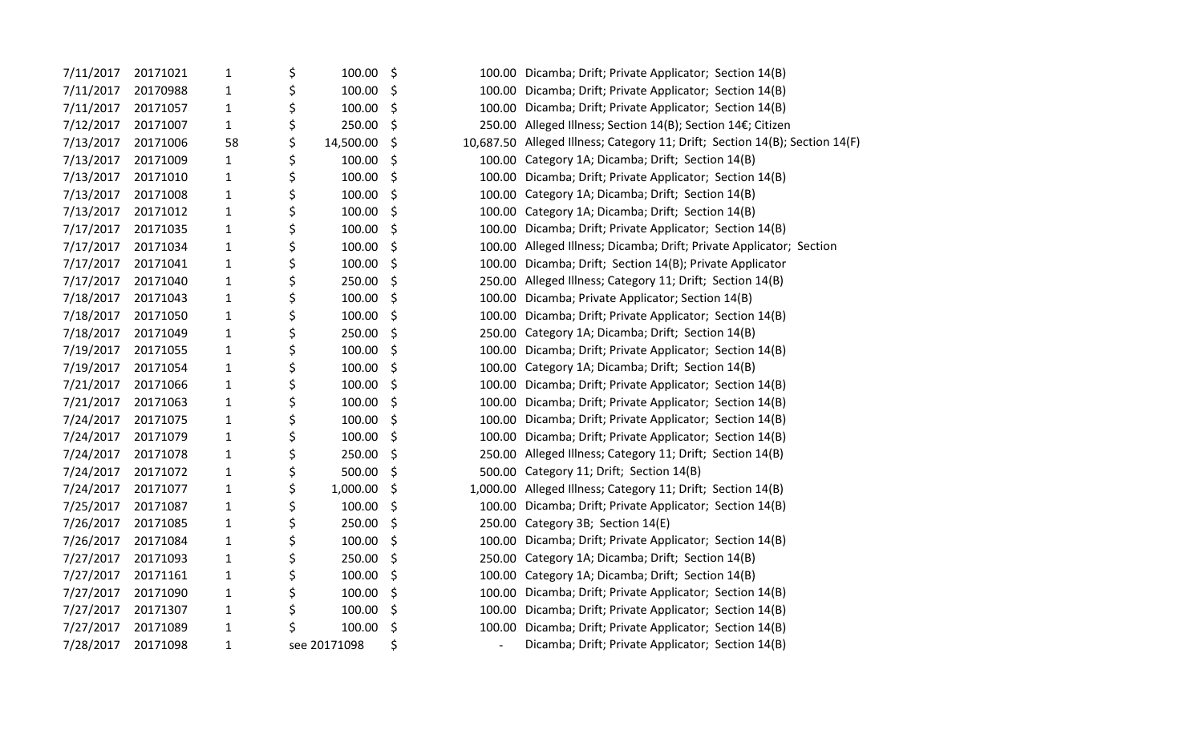|  |  |  |  |  |  |
|---|---|---|---|---|---|
| 7/11/2017 | 20171021 | 1 | $ 100.00 | $ 100.00 | Dicamba; Drift; Private Applicator; Section 14(B) |
| 7/11/2017 | 20170988 | 1 | $ 100.00 | $ 100.00 | Dicamba; Drift; Private Applicator; Section 14(B) |
| 7/11/2017 | 20171057 | 1 | $ 100.00 | $ 100.00 | Dicamba; Drift; Private Applicator; Section 14(B) |
| 7/12/2017 | 20171007 | 1 | $ 250.00 | $ 250.00 | Alleged Illness; Section 14(B); Section 14€; Citizen |
| 7/13/2017 | 20171006 | 58 | $ 14,500.00 | $ 10,687.50 | Alleged Illness; Category 11; Drift; Section 14(B); Section 14(F) |
| 7/13/2017 | 20171009 | 1 | $ 100.00 | $ 100.00 | Category 1A; Dicamba; Drift; Section 14(B) |
| 7/13/2017 | 20171010 | 1 | $ 100.00 | $ 100.00 | Dicamba; Drift; Private Applicator; Section 14(B) |
| 7/13/2017 | 20171008 | 1 | $ 100.00 | $ 100.00 | Category 1A; Dicamba; Drift; Section 14(B) |
| 7/13/2017 | 20171012 | 1 | $ 100.00 | $ 100.00 | Category 1A; Dicamba; Drift; Section 14(B) |
| 7/17/2017 | 20171035 | 1 | $ 100.00 | $ 100.00 | Dicamba; Drift; Private Applicator; Section 14(B) |
| 7/17/2017 | 20171034 | 1 | $ 100.00 | $ 100.00 | Alleged Illness; Dicamba; Drift; Private Applicator; Section |
| 7/17/2017 | 20171041 | 1 | $ 100.00 | $ 100.00 | Dicamba; Drift; Section 14(B); Private Applicator |
| 7/17/2017 | 20171040 | 1 | $ 250.00 | $ 250.00 | Alleged Illness; Category 11; Drift; Section 14(B) |
| 7/18/2017 | 20171043 | 1 | $ 100.00 | $ 100.00 | Dicamba; Private Applicator; Section 14(B) |
| 7/18/2017 | 20171050 | 1 | $ 100.00 | $ 100.00 | Dicamba; Drift; Private Applicator; Section 14(B) |
| 7/18/2017 | 20171049 | 1 | $ 250.00 | $ 250.00 | Category 1A; Dicamba; Drift; Section 14(B) |
| 7/19/2017 | 20171055 | 1 | $ 100.00 | $ 100.00 | Dicamba; Drift; Private Applicator; Section 14(B) |
| 7/19/2017 | 20171054 | 1 | $ 100.00 | $ 100.00 | Category 1A; Dicamba; Drift; Section 14(B) |
| 7/21/2017 | 20171066 | 1 | $ 100.00 | $ 100.00 | Dicamba; Drift; Private Applicator; Section 14(B) |
| 7/21/2017 | 20171063 | 1 | $ 100.00 | $ 100.00 | Dicamba; Drift; Private Applicator; Section 14(B) |
| 7/24/2017 | 20171075 | 1 | $ 100.00 | $ 100.00 | Dicamba; Drift; Private Applicator; Section 14(B) |
| 7/24/2017 | 20171079 | 1 | $ 100.00 | $ 100.00 | Dicamba; Drift; Private Applicator; Section 14(B) |
| 7/24/2017 | 20171078 | 1 | $ 250.00 | $ 250.00 | Alleged Illness; Category 11; Drift; Section 14(B) |
| 7/24/2017 | 20171072 | 1 | $ 500.00 | $ 500.00 | Category 11; Drift; Section 14(B) |
| 7/24/2017 | 20171077 | 1 | $ 1,000.00 | $ 1,000.00 | Alleged Illness; Category 11; Drift; Section 14(B) |
| 7/25/2017 | 20171087 | 1 | $ 100.00 | $ 100.00 | Dicamba; Drift; Private Applicator; Section 14(B) |
| 7/26/2017 | 20171085 | 1 | $ 250.00 | $ 250.00 | Category 3B; Section 14(E) |
| 7/26/2017 | 20171084 | 1 | $ 100.00 | $ 100.00 | Dicamba; Drift; Private Applicator; Section 14(B) |
| 7/27/2017 | 20171093 | 1 | $ 250.00 | $ 250.00 | Category 1A; Dicamba; Drift; Section 14(B) |
| 7/27/2017 | 20171161 | 1 | $ 100.00 | $ 100.00 | Category 1A; Dicamba; Drift; Section 14(B) |
| 7/27/2017 | 20171090 | 1 | $ 100.00 | $ 100.00 | Dicamba; Drift; Private Applicator; Section 14(B) |
| 7/27/2017 | 20171307 | 1 | $ 100.00 | $ 100.00 | Dicamba; Drift; Private Applicator; Section 14(B) |
| 7/27/2017 | 20171089 | 1 | $ 100.00 | $ 100.00 | Dicamba; Drift; Private Applicator; Section 14(B) |
| 7/28/2017 | 20171098 | 1 | see 20171098 | $ - | Dicamba; Drift; Private Applicator; Section 14(B) |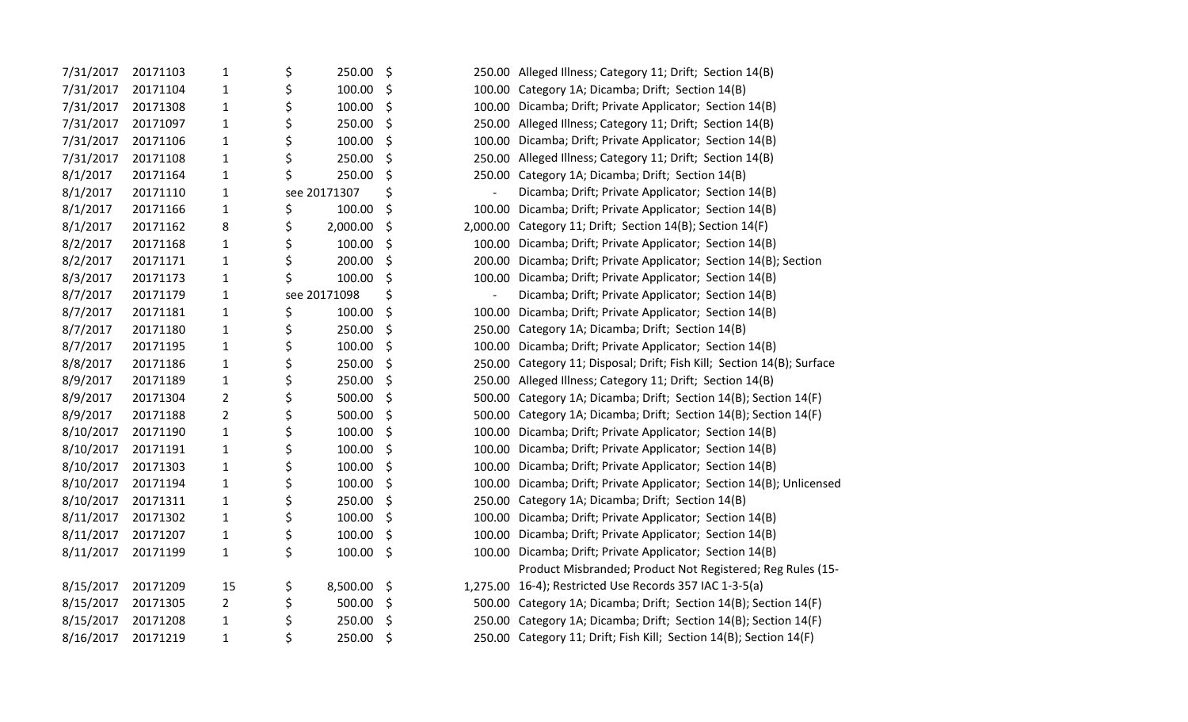| | | | | | |
|---|---|---|---|---|---|
| 7/31/2017 | 20171103 | 1 | $ 250.00 | $ 250.00 | Alleged Illness; Category 11; Drift; Section 14(B) |
| 7/31/2017 | 20171104 | 1 | $ 100.00 | $ 100.00 | Category 1A; Dicamba; Drift; Section 14(B) |
| 7/31/2017 | 20171308 | 1 | $ 100.00 | $ 100.00 | Dicamba; Drift; Private Applicator; Section 14(B) |
| 7/31/2017 | 20171097 | 1 | $ 250.00 | $ 250.00 | Alleged Illness; Category 11; Drift; Section 14(B) |
| 7/31/2017 | 20171106 | 1 | $ 100.00 | $ 100.00 | Dicamba; Drift; Private Applicator; Section 14(B) |
| 7/31/2017 | 20171108 | 1 | $ 250.00 | $ 250.00 | Alleged Illness; Category 11; Drift; Section 14(B) |
| 8/1/2017 | 20171164 | 1 | $ 250.00 | $ 250.00 | Category 1A; Dicamba; Drift; Section 14(B) |
| 8/1/2017 | 20171110 | 1 | see 20171307 | $ - | Dicamba; Drift; Private Applicator; Section 14(B) |
| 8/1/2017 | 20171166 | 1 | $ 100.00 | $ 100.00 | Dicamba; Drift; Private Applicator; Section 14(B) |
| 8/1/2017 | 20171162 | 8 | $ 2,000.00 | $ 2,000.00 | Category 11; Drift; Section 14(B); Section 14(F) |
| 8/2/2017 | 20171168 | 1 | $ 100.00 | $ 100.00 | Dicamba; Drift; Private Applicator; Section 14(B) |
| 8/2/2017 | 20171171 | 1 | $ 200.00 | $ 200.00 | Dicamba; Drift; Private Applicator; Section 14(B); Section |
| 8/3/2017 | 20171173 | 1 | $ 100.00 | $ 100.00 | Dicamba; Drift; Private Applicator; Section 14(B) |
| 8/7/2017 | 20171179 | 1 | see 20171098 | $ - | Dicamba; Drift; Private Applicator; Section 14(B) |
| 8/7/2017 | 20171181 | 1 | $ 100.00 | $ 100.00 | Dicamba; Drift; Private Applicator; Section 14(B) |
| 8/7/2017 | 20171180 | 1 | $ 250.00 | $ 250.00 | Category 1A; Dicamba; Drift; Section 14(B) |
| 8/7/2017 | 20171195 | 1 | $ 100.00 | $ 100.00 | Dicamba; Drift; Private Applicator; Section 14(B) |
| 8/8/2017 | 20171186 | 1 | $ 250.00 | $ 250.00 | Category 11; Disposal; Drift; Fish Kill; Section 14(B); Surface |
| 8/9/2017 | 20171189 | 1 | $ 250.00 | $ 250.00 | Alleged Illness; Category 11; Drift; Section 14(B) |
| 8/9/2017 | 20171304 | 2 | $ 500.00 | $ 500.00 | Category 1A; Dicamba; Drift; Section 14(B); Section 14(F) |
| 8/9/2017 | 20171188 | 2 | $ 500.00 | $ 500.00 | Category 1A; Dicamba; Drift; Section 14(B); Section 14(F) |
| 8/10/2017 | 20171190 | 1 | $ 100.00 | $ 100.00 | Dicamba; Drift; Private Applicator; Section 14(B) |
| 8/10/2017 | 20171191 | 1 | $ 100.00 | $ 100.00 | Dicamba; Drift; Private Applicator; Section 14(B) |
| 8/10/2017 | 20171303 | 1 | $ 100.00 | $ 100.00 | Dicamba; Drift; Private Applicator; Section 14(B) |
| 8/10/2017 | 20171194 | 1 | $ 100.00 | $ 100.00 | Dicamba; Drift; Private Applicator; Section 14(B); Unlicensed |
| 8/10/2017 | 20171311 | 1 | $ 250.00 | $ 250.00 | Category 1A; Dicamba; Drift; Section 14(B) |
| 8/11/2017 | 20171302 | 1 | $ 100.00 | $ 100.00 | Dicamba; Drift; Private Applicator; Section 14(B) |
| 8/11/2017 | 20171207 | 1 | $ 100.00 | $ 100.00 | Dicamba; Drift; Private Applicator; Section 14(B) |
| 8/11/2017 | 20171199 | 1 | $ 100.00 | $ 100.00 | Dicamba; Drift; Private Applicator; Section 14(B) |
| 8/15/2017 | 20171209 | 15 | $ 8,500.00 | $ 1,275.00 | Product Misbranded; Product Not Registered; Reg Rules (15-16-4); Restricted Use Records 357 IAC 1-3-5(a) |
| 8/15/2017 | 20171305 | 2 | $ 500.00 | $ 500.00 | Category 1A; Dicamba; Drift; Section 14(B); Section 14(F) |
| 8/15/2017 | 20171208 | 1 | $ 250.00 | $ 250.00 | Category 1A; Dicamba; Drift; Section 14(B); Section 14(F) |
| 8/16/2017 | 20171219 | 1 | $ 250.00 | $ 250.00 | Category 11; Drift; Fish Kill; Section 14(B); Section 14(F) |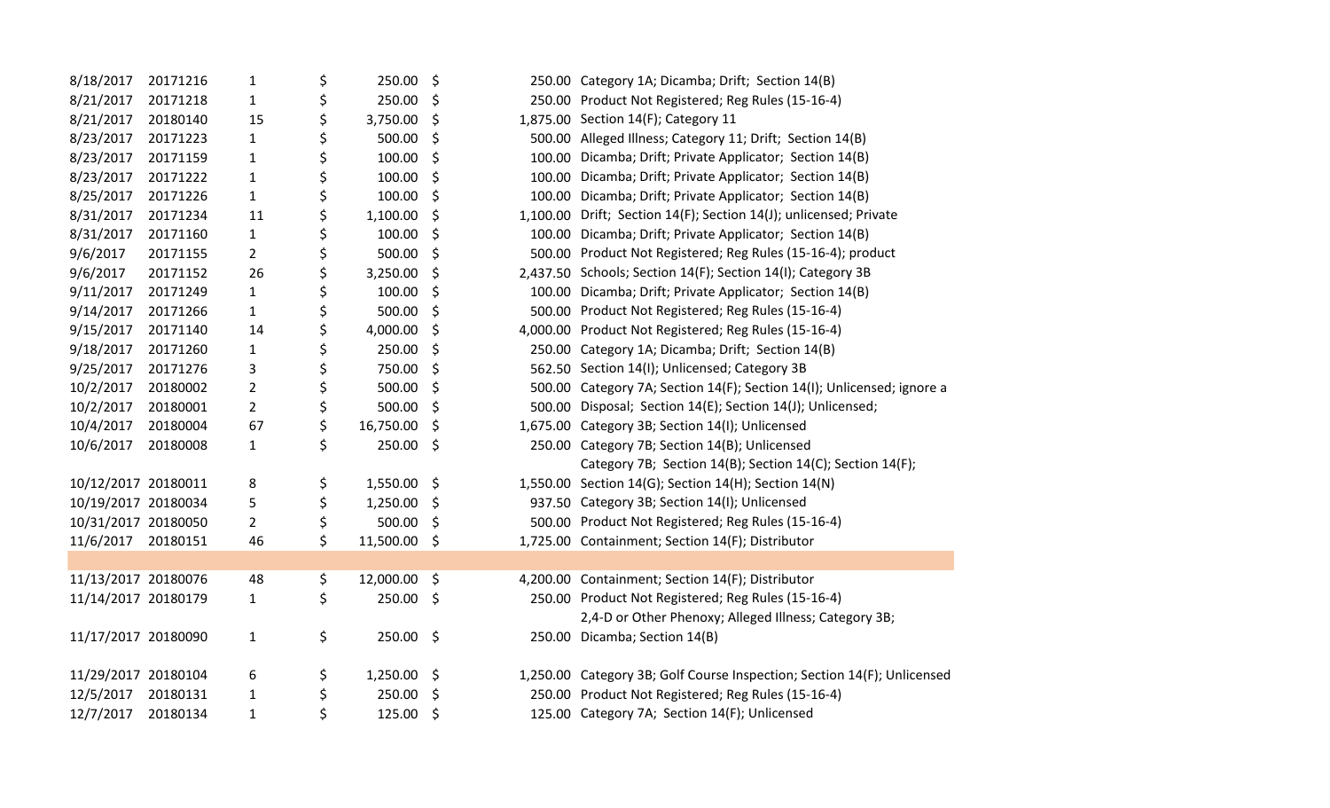| | | | | | |
|---|---|---|---|---|---|
| 8/18/2017 | 20171216 | 1 | $ 250.00 | $ 250.00 | Category 1A; Dicamba; Drift; Section 14(B) |
| 8/21/2017 | 20171218 | 1 | $ 250.00 | $ 250.00 | Product Not Registered; Reg Rules (15-16-4) |
| 8/21/2017 | 20180140 | 15 | $ 3,750.00 | $ 1,875.00 | Section 14(F); Category 11 |
| 8/23/2017 | 20171223 | 1 | $ 500.00 | $ 500.00 | Alleged Illness; Category 11; Drift; Section 14(B) |
| 8/23/2017 | 20171159 | 1 | $ 100.00 | $ 100.00 | Dicamba; Drift; Private Applicator; Section 14(B) |
| 8/23/2017 | 20171222 | 1 | $ 100.00 | $ 100.00 | Dicamba; Drift; Private Applicator; Section 14(B) |
| 8/25/2017 | 20171226 | 1 | $ 100.00 | $ 100.00 | Dicamba; Drift; Private Applicator; Section 14(B) |
| 8/31/2017 | 20171234 | 11 | $ 1,100.00 | $ 1,100.00 | Drift; Section 14(F); Section 14(J); unlicensed; Private |
| 8/31/2017 | 20171160 | 1 | $ 100.00 | $ 100.00 | Dicamba; Drift; Private Applicator; Section 14(B) |
| 9/6/2017 | 20171155 | 2 | $ 500.00 | $ 500.00 | Product Not Registered; Reg Rules (15-16-4); product |
| 9/6/2017 | 20171152 | 26 | $ 3,250.00 | $ 2,437.50 | Schools; Section 14(F); Section 14(I); Category 3B |
| 9/11/2017 | 20171249 | 1 | $ 100.00 | $ 100.00 | Dicamba; Drift; Private Applicator; Section 14(B) |
| 9/14/2017 | 20171266 | 1 | $ 500.00 | $ 500.00 | Product Not Registered; Reg Rules (15-16-4) |
| 9/15/2017 | 20171140 | 14 | $ 4,000.00 | $ 4,000.00 | Product Not Registered; Reg Rules (15-16-4) |
| 9/18/2017 | 20171260 | 1 | $ 250.00 | $ 250.00 | Category 1A; Dicamba; Drift; Section 14(B) |
| 9/25/2017 | 20171276 | 3 | $ 750.00 | $ 562.50 | Section 14(I); Unlicensed; Category 3B |
| 10/2/2017 | 20180002 | 2 | $ 500.00 | $ 500.00 | Category 7A; Section 14(F); Section 14(I); Unlicensed; ignore a |
| 10/2/2017 | 20180001 | 2 | $ 500.00 | $ 500.00 | Disposal; Section 14(E); Section 14(J); Unlicensed; |
| 10/4/2017 | 20180004 | 67 | $ 16,750.00 | $ 1,675.00 | Category 3B; Section 14(I); Unlicensed |
| 10/6/2017 | 20180008 | 1 | $ 250.00 | $ 250.00 | Category 7B; Section 14(B); Unlicensed |
| 10/12/2017 | 20180011 | 8 | $ 1,550.00 | $ 1,550.00 | Category 7B; Section 14(B); Section 14(C); Section 14(F); Section 14(G); Section 14(H); Section 14(N) |
| 10/19/2017 | 20180034 | 5 | $ 1,250.00 | $ 937.50 | Category 3B; Section 14(I); Unlicensed |
| 10/31/2017 | 20180050 | 2 | $ 500.00 | $ 500.00 | Product Not Registered; Reg Rules (15-16-4) |
| 11/6/2017 | 20180151 | 46 | $ 11,500.00 | $ 1,725.00 | Containment; Section 14(F); Distributor |
| | | | | | |
| 11/13/2017 | 20180076 | 48 | $ 12,000.00 | $ 4,200.00 | Containment; Section 14(F); Distributor |
| 11/14/2017 | 20180179 | 1 | $ 250.00 | $ 250.00 | Product Not Registered; Reg Rules (15-16-4) |
| 11/17/2017 | 20180090 | 1 | $ 250.00 | $ 250.00 | 2,4-D or Other Phenoxy; Alleged Illness; Category 3B; Dicamba; Section 14(B) |
| 11/29/2017 | 20180104 | 6 | $ 1,250.00 | $ 1,250.00 | Category 3B; Golf Course Inspection; Section 14(F); Unlicensed |
| 12/5/2017 | 20180131 | 1 | $ 250.00 | $ 250.00 | Product Not Registered; Reg Rules (15-16-4) |
| 12/7/2017 | 20180134 | 1 | $ 125.00 | $ 125.00 | Category 7A; Section 14(F); Unlicensed |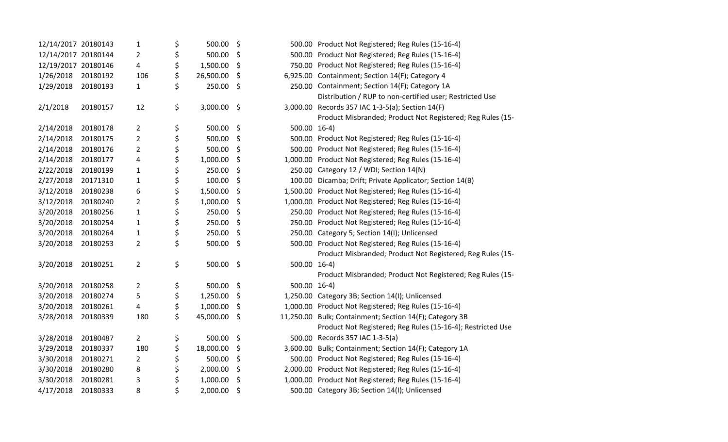| | | | | | | | |
|---|---|---|---|---|---|---|---|
| 12/14/2017 | 20180143 | 1 | $ | 500.00 | $ | 500.00 | Product Not Registered; Reg Rules (15-16-4) |
| 12/14/2017 | 20180144 | 2 | $ | 500.00 | $ | 500.00 | Product Not Registered; Reg Rules (15-16-4) |
| 12/19/2017 | 20180146 | 4 | $ | 1,500.00 | $ | 750.00 | Product Not Registered; Reg Rules (15-16-4) |
| 1/26/2018 | 20180192 | 106 | $ | 26,500.00 | $ | 6,925.00 | Containment; Section 14(F); Category 4 |
| 1/29/2018 | 20180193 | 1 | $ | 250.00 | $ | 250.00 | Containment; Section 14(F); Category 1A |
| 2/1/2018 | 20180157 | 12 | $ | 3,000.00 | $ | 3,000.00 | Distribution / RUP to non-certified user; Restricted Use Records 357 IAC 1-3-5(a); Section 14(F) |
| 2/14/2018 | 20180178 | 2 | $ | 500.00 | $ | 500.00 | Product Misbranded; Product Not Registered; Reg Rules (15-16-4) |
| 2/14/2018 | 20180175 | 2 | $ | 500.00 | $ | 500.00 | Product Not Registered; Reg Rules (15-16-4) |
| 2/14/2018 | 20180176 | 2 | $ | 500.00 | $ | 500.00 | Product Not Registered; Reg Rules (15-16-4) |
| 2/14/2018 | 20180177 | 4 | $ | 1,000.00 | $ | 1,000.00 | Product Not Registered; Reg Rules (15-16-4) |
| 2/22/2018 | 20180199 | 1 | $ | 250.00 | $ | 250.00 | Category 12 / WDI; Section 14(N) |
| 2/27/2018 | 20171310 | 1 | $ | 100.00 | $ | 100.00 | Dicamba; Drift; Private Applicator; Section 14(B) |
| 3/12/2018 | 20180238 | 6 | $ | 1,500.00 | $ | 1,500.00 | Product Not Registered; Reg Rules (15-16-4) |
| 3/12/2018 | 20180240 | 2 | $ | 1,000.00 | $ | 1,000.00 | Product Not Registered; Reg Rules (15-16-4) |
| 3/20/2018 | 20180256 | 1 | $ | 250.00 | $ | 250.00 | Product Not Registered; Reg Rules (15-16-4) |
| 3/20/2018 | 20180254 | 1 | $ | 250.00 | $ | 250.00 | Product Not Registered; Reg Rules (15-16-4) |
| 3/20/2018 | 20180264 | 1 | $ | 250.00 | $ | 250.00 | Category 5; Section 14(I); Unlicensed |
| 3/20/2018 | 20180253 | 2 | $ | 500.00 | $ | 500.00 | Product Not Registered; Reg Rules (15-16-4) |
| 3/20/2018 | 20180251 | 2 | $ | 500.00 | $ | 500.00 | Product Misbranded; Product Not Registered; Reg Rules (15-16-4) |
| 3/20/2018 | 20180258 | 2 | $ | 500.00 | $ | 500.00 | Product Misbranded; Product Not Registered; Reg Rules (15-16-4) |
| 3/20/2018 | 20180274 | 5 | $ | 1,250.00 | $ | 1,250.00 | Category 3B; Section 14(I); Unlicensed |
| 3/20/2018 | 20180261 | 4 | $ | 1,000.00 | $ | 1,000.00 | Product Not Registered; Reg Rules (15-16-4) |
| 3/28/2018 | 20180339 | 180 | $ | 45,000.00 | $ | 11,250.00 | Bulk; Containment; Section 14(F); Category 3B |
| 3/28/2018 | 20180487 | 2 | $ | 500.00 | $ | 500.00 | Product Not Registered; Reg Rules (15-16-4); Restricted Use Records 357 IAC 1-3-5(a) |
| 3/29/2018 | 20180337 | 180 | $ | 18,000.00 | $ | 3,600.00 | Bulk; Containment; Section 14(F); Category 1A |
| 3/30/2018 | 20180271 | 2 | $ | 500.00 | $ | 500.00 | Product Not Registered; Reg Rules (15-16-4) |
| 3/30/2018 | 20180280 | 8 | $ | 2,000.00 | $ | 2,000.00 | Product Not Registered; Reg Rules (15-16-4) |
| 3/30/2018 | 20180281 | 3 | $ | 1,000.00 | $ | 1,000.00 | Product Not Registered; Reg Rules (15-16-4) |
| 4/17/2018 | 20180333 | 8 | $ | 2,000.00 | $ | 500.00 | Category 3B; Section 14(I); Unlicensed |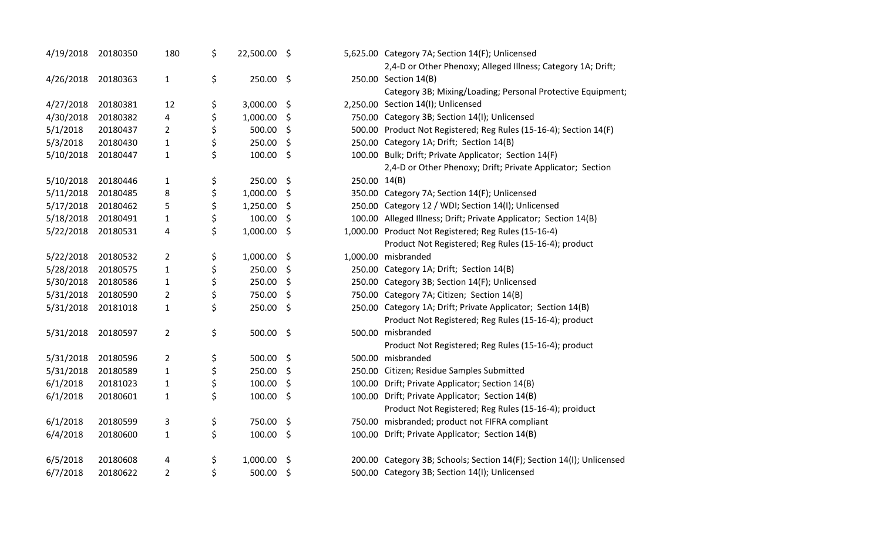| | | | | | |
|---|---|---|---|---|---|
| 4/19/2018 | 20180350 | 180 | $ 22,500.00 | $ 5,625.00 | Category 7A; Section 14(F); Unlicensed |
| 4/26/2018 | 20180363 | 1 | $ 250.00 | $ 250.00 | 2,4-D or Other Phenoxy; Alleged Illness; Category 1A; Drift; Section 14(B) |
| 4/27/2018 | 20180381 | 12 | $ 3,000.00 | $ 2,250.00 | Category 3B; Mixing/Loading; Personal Protective Equipment; Section 14(I); Unlicensed |
| 4/30/2018 | 20180382 | 4 | $ 1,000.00 | $ 750.00 | Category 3B; Section 14(I); Unlicensed |
| 5/1/2018 | 20180437 | 2 | $ 500.00 | $ 500.00 | Product Not Registered; Reg Rules (15-16-4); Section 14(F) |
| 5/3/2018 | 20180430 | 1 | $ 250.00 | $ 250.00 | Category 1A; Drift; Section 14(B) |
| 5/10/2018 | 20180447 | 1 | $ 100.00 | $ 100.00 | Bulk; Drift; Private Applicator; Section 14(F) |
| 5/10/2018 | 20180446 | 1 | $ 250.00 | $ 250.00 | 2,4-D or Other Phenoxy; Drift; Private Applicator; Section 14(B) |
| 5/11/2018 | 20180485 | 8 | $ 1,000.00 | $ 350.00 | Category 7A; Section 14(F); Unlicensed |
| 5/17/2018 | 20180462 | 5 | $ 1,250.00 | $ 250.00 | Category 12 / WDI; Section 14(I); Unlicensed |
| 5/18/2018 | 20180491 | 1 | $ 100.00 | $ 100.00 | Alleged Illness; Drift; Private Applicator; Section 14(B) |
| 5/22/2018 | 20180531 | 4 | $ 1,000.00 | $ 1,000.00 | Product Not Registered; Reg Rules (15-16-4) |
| 5/22/2018 | 20180532 | 2 | $ 1,000.00 | $ 1,000.00 | Product Not Registered; Reg Rules (15-16-4); product misbranded |
| 5/28/2018 | 20180575 | 1 | $ 250.00 | $ 250.00 | Category 1A; Drift; Section 14(B) |
| 5/30/2018 | 20180586 | 1 | $ 250.00 | $ 250.00 | Category 3B; Section 14(F); Unlicensed |
| 5/31/2018 | 20180590 | 2 | $ 750.00 | $ 750.00 | Category 7A; Citizen; Section 14(B) |
| 5/31/2018 | 20181018 | 1 | $ 250.00 | $ 250.00 | Category 1A; Drift; Private Applicator; Section 14(B) |
| 5/31/2018 | 20180597 | 2 | $ 500.00 | $ 500.00 | Product Not Registered; Reg Rules (15-16-4); product misbranded |
| 5/31/2018 | 20180596 | 2 | $ 500.00 | $ 500.00 | Product Not Registered; Reg Rules (15-16-4); product misbranded |
| 5/31/2018 | 20180589 | 1 | $ 250.00 | $ 250.00 | Citizen; Residue Samples Submitted |
| 6/1/2018 | 20181023 | 1 | $ 100.00 | $ 100.00 | Drift; Private Applicator; Section 14(B) |
| 6/1/2018 | 20180601 | 1 | $ 100.00 | $ 100.00 | Drift; Private Applicator; Section 14(B) |
| 6/1/2018 | 20180599 | 3 | $ 750.00 | $ 750.00 | Product Not Registered; Reg Rules (15-16-4); proiduct misbranded; product not FIFRA compliant |
| 6/4/2018 | 20180600 | 1 | $ 100.00 | $ 100.00 | Drift; Private Applicator; Section 14(B) |
| 6/5/2018 | 20180608 | 4 | $ 1,000.00 | $ 200.00 | Category 3B; Schools; Section 14(F); Section 14(I); Unlicensed |
| 6/7/2018 | 20180622 | 2 | $ 500.00 | $ 500.00 | Category 3B; Section 14(I); Unlicensed |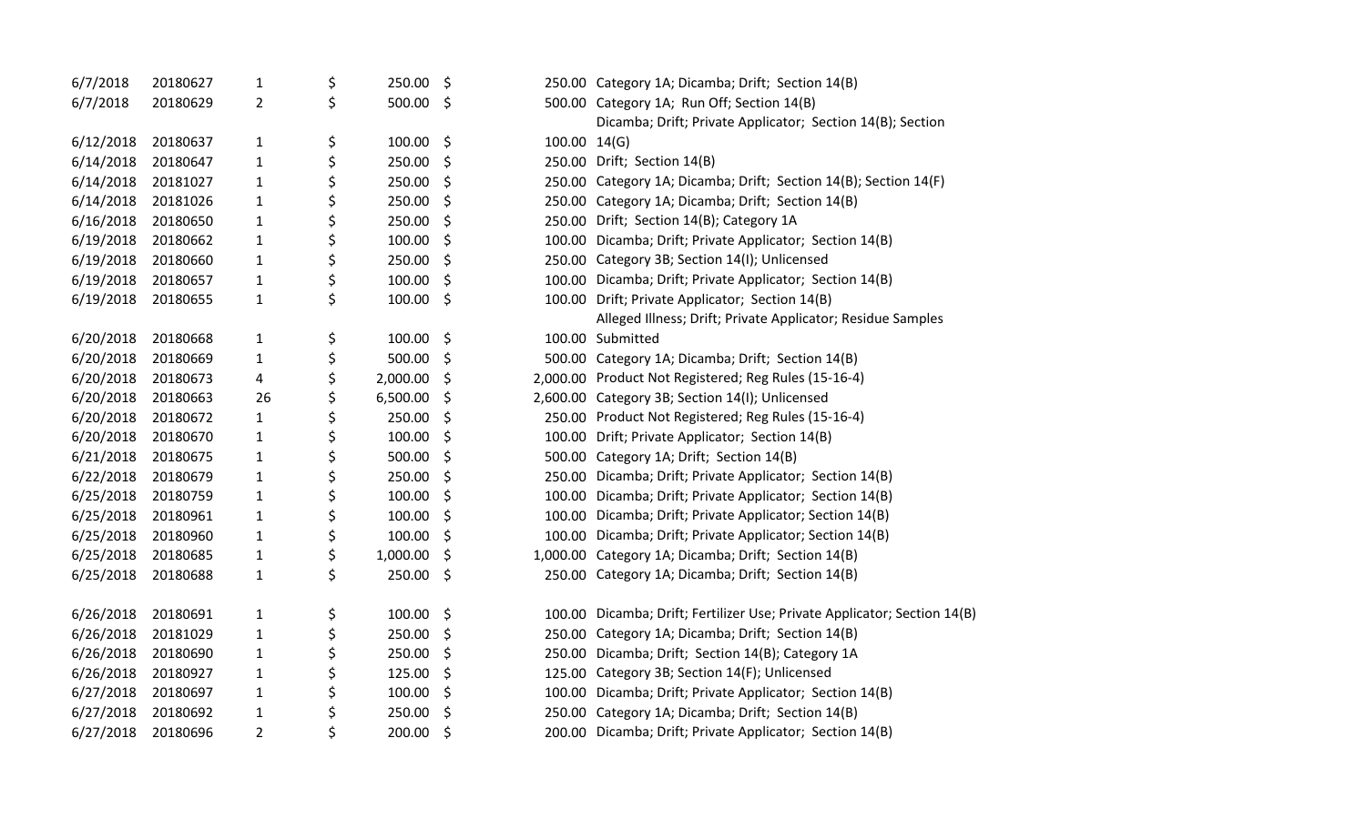| | | | | | |
|---|---|---|---|---|---|
| 6/7/2018 | 20180627 | 1 | $ 250.00 | $ 250.00 | Category 1A; Dicamba; Drift; Section 14(B) |
| 6/7/2018 | 20180629 | 2 | $ 500.00 | $ 500.00 | Category 1A; Run Off; Section 14(B) |
| 6/12/2018 | 20180637 | 1 | $ 100.00 | $ 100.00 | Dicamba; Drift; Private Applicator; Section 14(B); Section 14(G) |
| 6/14/2018 | 20180647 | 1 | $ 250.00 | $ 250.00 | Drift; Section 14(B) |
| 6/14/2018 | 20181027 | 1 | $ 250.00 | $ 250.00 | Category 1A; Dicamba; Drift; Section 14(B); Section 14(F) |
| 6/14/2018 | 20181026 | 1 | $ 250.00 | $ 250.00 | Category 1A; Dicamba; Drift; Section 14(B) |
| 6/16/2018 | 20180650 | 1 | $ 250.00 | $ 250.00 | Drift; Section 14(B); Category 1A |
| 6/19/2018 | 20180662 | 1 | $ 100.00 | $ 100.00 | Dicamba; Drift; Private Applicator; Section 14(B) |
| 6/19/2018 | 20180660 | 1 | $ 250.00 | $ 250.00 | Category 3B; Section 14(I); Unlicensed |
| 6/19/2018 | 20180657 | 1 | $ 100.00 | $ 100.00 | Dicamba; Drift; Private Applicator; Section 14(B) |
| 6/19/2018 | 20180655 | 1 | $ 100.00 | $ 100.00 | Drift; Private Applicator; Section 14(B) |
| 6/20/2018 | 20180668 | 1 | $ 100.00 | $ 100.00 | Alleged Illness; Drift; Private Applicator; Residue Samples Submitted |
| 6/20/2018 | 20180669 | 1 | $ 500.00 | $ 500.00 | Category 1A; Dicamba; Drift; Section 14(B) |
| 6/20/2018 | 20180673 | 4 | $ 2,000.00 | $ 2,000.00 | Product Not Registered; Reg Rules (15-16-4) |
| 6/20/2018 | 20180663 | 26 | $ 6,500.00 | $ 2,600.00 | Category 3B; Section 14(I); Unlicensed |
| 6/20/2018 | 20180672 | 1 | $ 250.00 | $ 250.00 | Product Not Registered; Reg Rules (15-16-4) |
| 6/20/2018 | 20180670 | 1 | $ 100.00 | $ 100.00 | Drift; Private Applicator; Section 14(B) |
| 6/21/2018 | 20180675 | 1 | $ 500.00 | $ 500.00 | Category 1A; Drift; Section 14(B) |
| 6/22/2018 | 20180679 | 1 | $ 250.00 | $ 250.00 | Dicamba; Drift; Private Applicator; Section 14(B) |
| 6/25/2018 | 20180759 | 1 | $ 100.00 | $ 100.00 | Dicamba; Drift; Private Applicator; Section 14(B) |
| 6/25/2018 | 20180961 | 1 | $ 100.00 | $ 100.00 | Dicamba; Drift; Private Applicator; Section 14(B) |
| 6/25/2018 | 20180960 | 1 | $ 100.00 | $ 100.00 | Dicamba; Drift; Private Applicator; Section 14(B) |
| 6/25/2018 | 20180685 | 1 | $ 1,000.00 | $ 1,000.00 | Category 1A; Dicamba; Drift; Section 14(B) |
| 6/25/2018 | 20180688 | 1 | $ 250.00 | $ 250.00 | Category 1A; Dicamba; Drift; Section 14(B) |
| 6/26/2018 | 20180691 | 1 | $ 100.00 | $ 100.00 | Dicamba; Drift; Fertilizer Use; Private Applicator; Section 14(B) |
| 6/26/2018 | 20181029 | 1 | $ 250.00 | $ 250.00 | Category 1A; Dicamba; Drift; Section 14(B) |
| 6/26/2018 | 20180690 | 1 | $ 250.00 | $ 250.00 | Dicamba; Drift; Section 14(B); Category 1A |
| 6/26/2018 | 20180927 | 1 | $ 125.00 | $ 125.00 | Category 3B; Section 14(F); Unlicensed |
| 6/27/2018 | 20180697 | 1 | $ 100.00 | $ 100.00 | Dicamba; Drift; Private Applicator; Section 14(B) |
| 6/27/2018 | 20180692 | 1 | $ 250.00 | $ 250.00 | Category 1A; Dicamba; Drift; Section 14(B) |
| 6/27/2018 | 20180696 | 2 | $ 200.00 | $ 200.00 | Dicamba; Drift; Private Applicator; Section 14(B) |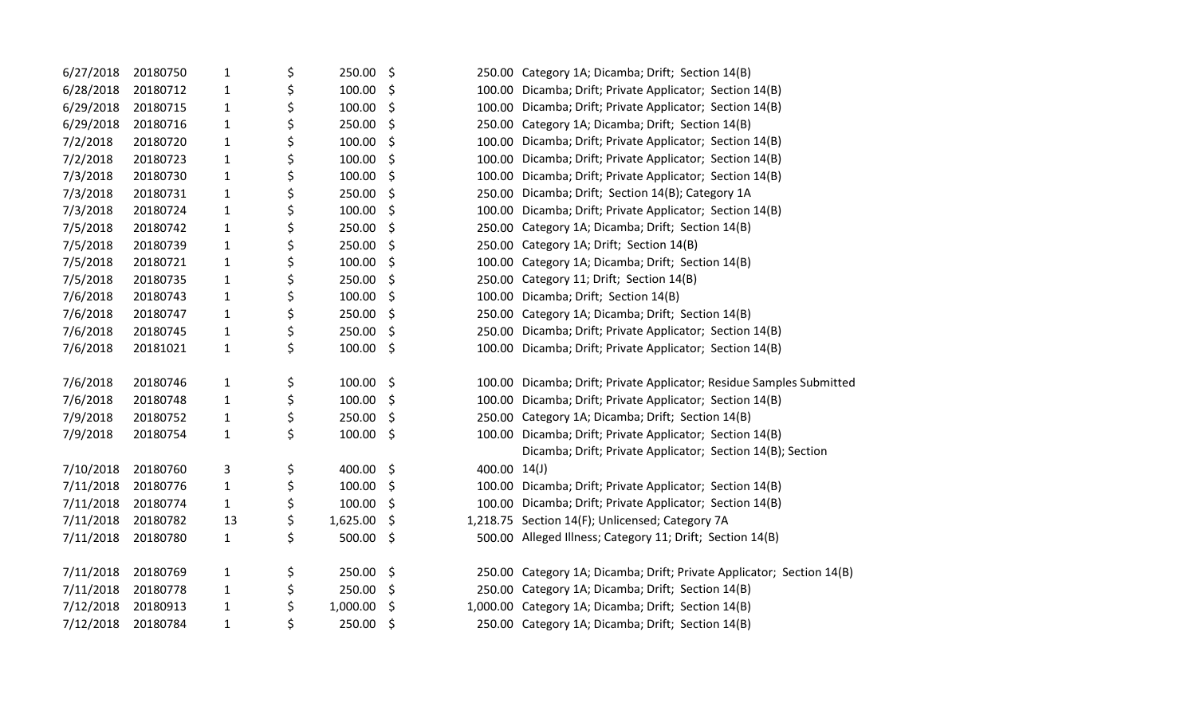| | | | | | |
|---|---|---|---|---|---|
| 6/27/2018 | 20180750 | 1 | $ 250.00 | $ 250.00 | Category 1A; Dicamba; Drift; Section 14(B) |
| 6/28/2018 | 20180712 | 1 | $ 100.00 | $ 100.00 | Dicamba; Drift; Private Applicator; Section 14(B) |
| 6/29/2018 | 20180715 | 1 | $ 100.00 | $ 100.00 | Dicamba; Drift; Private Applicator; Section 14(B) |
| 6/29/2018 | 20180716 | 1 | $ 250.00 | $ 250.00 | Category 1A; Dicamba; Drift; Section 14(B) |
| 7/2/2018 | 20180720 | 1 | $ 100.00 | $ 100.00 | Dicamba; Drift; Private Applicator; Section 14(B) |
| 7/2/2018 | 20180723 | 1 | $ 100.00 | $ 100.00 | Dicamba; Drift; Private Applicator; Section 14(B) |
| 7/3/2018 | 20180730 | 1 | $ 100.00 | $ 100.00 | Dicamba; Drift; Private Applicator; Section 14(B) |
| 7/3/2018 | 20180731 | 1 | $ 250.00 | $ 250.00 | Dicamba; Drift; Section 14(B); Category 1A |
| 7/3/2018 | 20180724 | 1 | $ 100.00 | $ 100.00 | Dicamba; Drift; Private Applicator; Section 14(B) |
| 7/5/2018 | 20180742 | 1 | $ 250.00 | $ 250.00 | Category 1A; Dicamba; Drift; Section 14(B) |
| 7/5/2018 | 20180739 | 1 | $ 250.00 | $ 250.00 | Category 1A; Drift; Section 14(B) |
| 7/5/2018 | 20180721 | 1 | $ 100.00 | $ 100.00 | Category 1A; Dicamba; Drift; Section 14(B) |
| 7/5/2018 | 20180735 | 1 | $ 250.00 | $ 250.00 | Category 11; Drift; Section 14(B) |
| 7/6/2018 | 20180743 | 1 | $ 100.00 | $ 100.00 | Dicamba; Drift; Section 14(B) |
| 7/6/2018 | 20180747 | 1 | $ 250.00 | $ 250.00 | Category 1A; Dicamba; Drift; Section 14(B) |
| 7/6/2018 | 20180745 | 1 | $ 250.00 | $ 250.00 | Dicamba; Drift; Private Applicator; Section 14(B) |
| 7/6/2018 | 20181021 | 1 | $ 100.00 | $ 100.00 | Dicamba; Drift; Private Applicator; Section 14(B) |
| 7/6/2018 | 20180746 | 1 | $ 100.00 | $ 100.00 | Dicamba; Drift; Private Applicator; Residue Samples Submitted |
| 7/6/2018 | 20180748 | 1 | $ 100.00 | $ 100.00 | Dicamba; Drift; Private Applicator; Section 14(B) |
| 7/9/2018 | 20180752 | 1 | $ 250.00 | $ 250.00 | Category 1A; Dicamba; Drift; Section 14(B) |
| 7/9/2018 | 20180754 | 1 | $ 100.00 | $ 100.00 | Dicamba; Drift; Private Applicator; Section 14(B) |
| 7/10/2018 | 20180760 | 3 | $ 400.00 | $ 400.00 | Dicamba; Drift; Private Applicator; Section 14(B); Section 14(J) |
| 7/11/2018 | 20180776 | 1 | $ 100.00 | $ 100.00 | Dicamba; Drift; Private Applicator; Section 14(B) |
| 7/11/2018 | 20180774 | 1 | $ 100.00 | $ 100.00 | Dicamba; Drift; Private Applicator; Section 14(B) |
| 7/11/2018 | 20180782 | 13 | $ 1,625.00 | $ 1,218.75 | Section 14(F); Unlicensed; Category 7A |
| 7/11/2018 | 20180780 | 1 | $ 500.00 | $ 500.00 | Alleged Illness; Category 11; Drift; Section 14(B) |
| 7/11/2018 | 20180769 | 1 | $ 250.00 | $ 250.00 | Category 1A; Dicamba; Drift; Private Applicator; Section 14(B) |
| 7/11/2018 | 20180778 | 1 | $ 250.00 | $ 250.00 | Category 1A; Dicamba; Drift; Section 14(B) |
| 7/12/2018 | 20180913 | 1 | $ 1,000.00 | $ 1,000.00 | Category 1A; Dicamba; Drift; Section 14(B) |
| 7/12/2018 | 20180784 | 1 | $ 250.00 | $ 250.00 | Category 1A; Dicamba; Drift; Section 14(B) |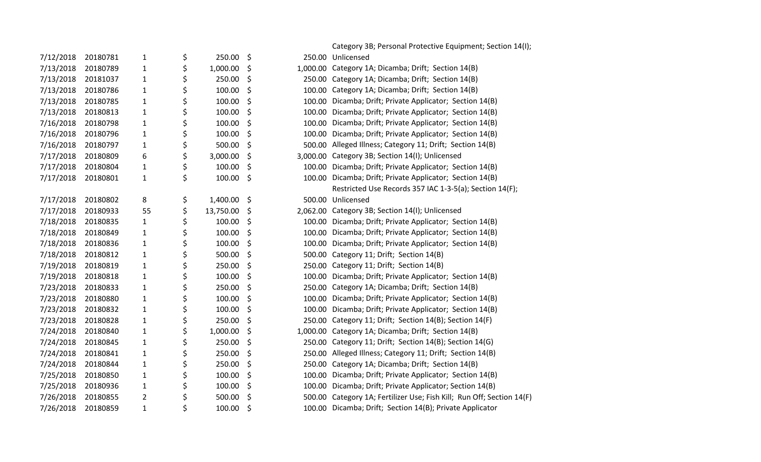| | | | | | |
|---|---|---|---|---|---|
| | | | | | Category 3B; Personal Protective Equipment; Section 14(I); |
| 7/12/2018 | 20180781 | 1 | $ 250.00 | $ 250.00 | Unlicensed |
| 7/13/2018 | 20180789 | 1 | $ 1,000.00 | $ 1,000.00 | Category 1A; Dicamba; Drift; Section 14(B) |
| 7/13/2018 | 20181037 | 1 | $ 250.00 | $ 250.00 | Category 1A; Dicamba; Drift; Section 14(B) |
| 7/13/2018 | 20180786 | 1 | $ 100.00 | $ 100.00 | Category 1A; Dicamba; Drift; Section 14(B) |
| 7/13/2018 | 20180785 | 1 | $ 100.00 | $ 100.00 | Dicamba; Drift; Private Applicator; Section 14(B) |
| 7/13/2018 | 20180813 | 1 | $ 100.00 | $ 100.00 | Dicamba; Drift; Private Applicator; Section 14(B) |
| 7/16/2018 | 20180798 | 1 | $ 100.00 | $ 100.00 | Dicamba; Drift; Private Applicator; Section 14(B) |
| 7/16/2018 | 20180796 | 1 | $ 100.00 | $ 100.00 | Dicamba; Drift; Private Applicator; Section 14(B) |
| 7/16/2018 | 20180797 | 1 | $ 500.00 | $ 500.00 | Alleged Illness; Category 11; Drift; Section 14(B) |
| 7/17/2018 | 20180809 | 6 | $ 3,000.00 | $ 3,000.00 | Category 3B; Section 14(I); Unlicensed |
| 7/17/2018 | 20180804 | 1 | $ 100.00 | $ 100.00 | Dicamba; Drift; Private Applicator; Section 14(B) |
| 7/17/2018 | 20180801 | 1 | $ 100.00 | $ 100.00 | Dicamba; Drift; Private Applicator; Section 14(B) |
| | | | | | Restricted Use Records 357 IAC 1-3-5(a); Section 14(F); |
| 7/17/2018 | 20180802 | 8 | $ 1,400.00 | $ 500.00 | Unlicensed |
| 7/17/2018 | 20180933 | 55 | $ 13,750.00 | $ 2,062.00 | Category 3B; Section 14(I); Unlicensed |
| 7/18/2018 | 20180835 | 1 | $ 100.00 | $ 100.00 | Dicamba; Drift; Private Applicator; Section 14(B) |
| 7/18/2018 | 20180849 | 1 | $ 100.00 | $ 100.00 | Dicamba; Drift; Private Applicator; Section 14(B) |
| 7/18/2018 | 20180836 | 1 | $ 100.00 | $ 100.00 | Dicamba; Drift; Private Applicator; Section 14(B) |
| 7/18/2018 | 20180812 | 1 | $ 500.00 | $ 500.00 | Category 11; Drift; Section 14(B) |
| 7/19/2018 | 20180819 | 1 | $ 250.00 | $ 250.00 | Category 11; Drift; Section 14(B) |
| 7/19/2018 | 20180818 | 1 | $ 100.00 | $ 100.00 | Dicamba; Drift; Private Applicator; Section 14(B) |
| 7/23/2018 | 20180833 | 1 | $ 250.00 | $ 250.00 | Category 1A; Dicamba; Drift; Section 14(B) |
| 7/23/2018 | 20180880 | 1 | $ 100.00 | $ 100.00 | Dicamba; Drift; Private Applicator; Section 14(B) |
| 7/23/2018 | 20180832 | 1 | $ 100.00 | $ 100.00 | Dicamba; Drift; Private Applicator; Section 14(B) |
| 7/23/2018 | 20180828 | 1 | $ 250.00 | $ 250.00 | Category 11; Drift; Section 14(B); Section 14(F) |
| 7/24/2018 | 20180840 | 1 | $ 1,000.00 | $ 1,000.00 | Category 1A; Dicamba; Drift; Section 14(B) |
| 7/24/2018 | 20180845 | 1 | $ 250.00 | $ 250.00 | Category 11; Drift; Section 14(B); Section 14(G) |
| 7/24/2018 | 20180841 | 1 | $ 250.00 | $ 250.00 | Alleged Illness; Category 11; Drift; Section 14(B) |
| 7/24/2018 | 20180844 | 1 | $ 250.00 | $ 250.00 | Category 1A; Dicamba; Drift; Section 14(B) |
| 7/25/2018 | 20180850 | 1 | $ 100.00 | $ 100.00 | Dicamba; Drift; Private Applicator; Section 14(B) |
| 7/25/2018 | 20180936 | 1 | $ 100.00 | $ 100.00 | Dicamba; Drift; Private Applicator; Section 14(B) |
| 7/26/2018 | 20180855 | 2 | $ 500.00 | $ 500.00 | Category 1A; Fertilizer Use; Fish Kill; Run Off; Section 14(F) |
| 7/26/2018 | 20180859 | 1 | $ 100.00 | $ 100.00 | Dicamba; Drift; Section 14(B); Private Applicator |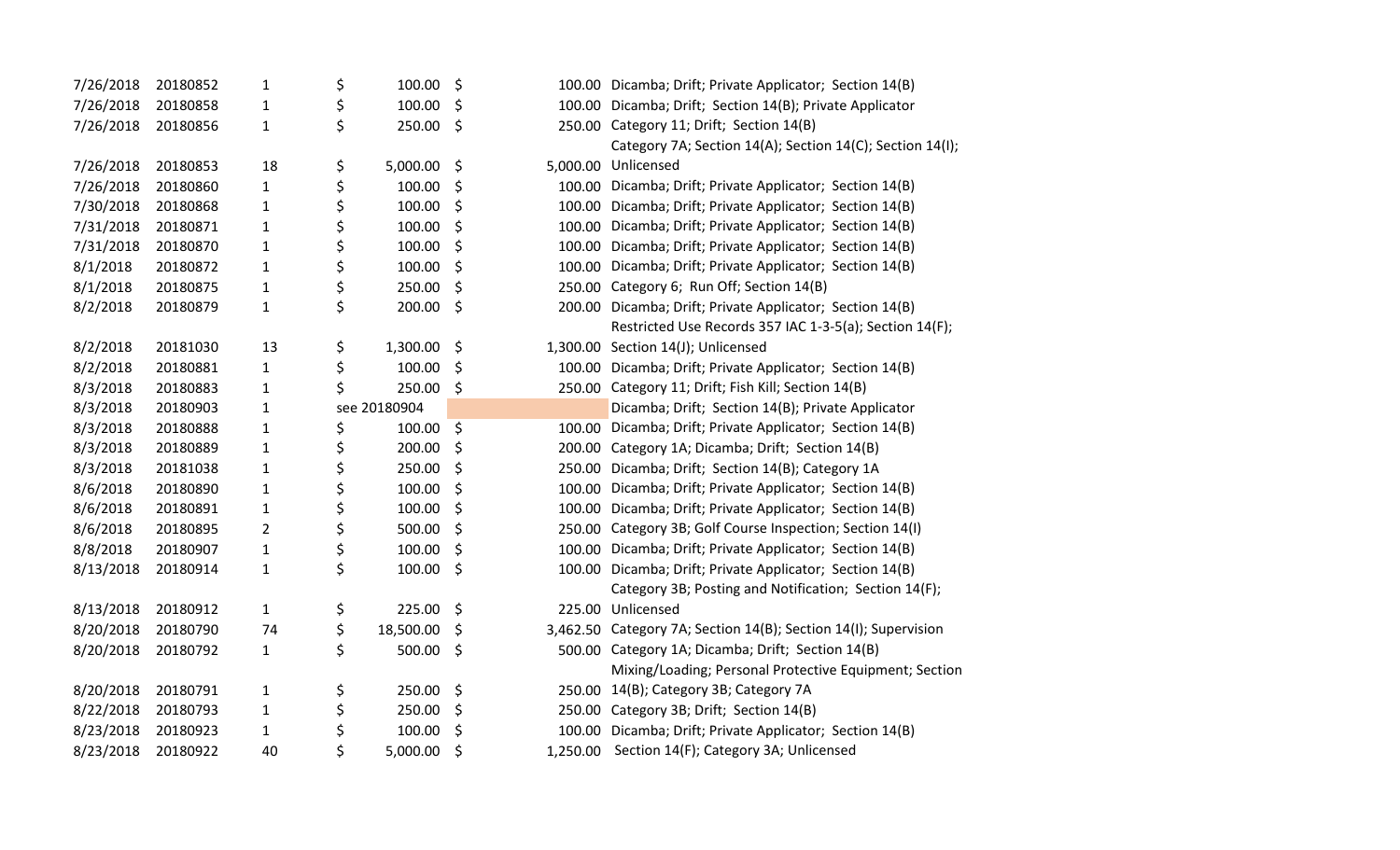| | | | | | |
|---|---|---|---|---|---|
| 7/26/2018 | 20180852 | 1 | $ 100.00 | $ 100.00 | Dicamba; Drift; Private Applicator; Section 14(B) |
| 7/26/2018 | 20180858 | 1 | $ 100.00 | $ 100.00 | Dicamba; Drift; Section 14(B); Private Applicator |
| 7/26/2018 | 20180856 | 1 | $ 250.00 | $ 250.00 | Category 11; Drift; Section 14(B) |
| 7/26/2018 | 20180853 | 18 | $ 5,000.00 | $ 5,000.00 | Category 7A; Section 14(A); Section 14(C); Section 14(I); Unlicensed |
| 7/26/2018 | 20180860 | 1 | $ 100.00 | $ 100.00 | Dicamba; Drift; Private Applicator; Section 14(B) |
| 7/30/2018 | 20180868 | 1 | $ 100.00 | $ 100.00 | Dicamba; Drift; Private Applicator; Section 14(B) |
| 7/31/2018 | 20180871 | 1 | $ 100.00 | $ 100.00 | Dicamba; Drift; Private Applicator; Section 14(B) |
| 7/31/2018 | 20180870 | 1 | $ 100.00 | $ 100.00 | Dicamba; Drift; Private Applicator; Section 14(B) |
| 8/1/2018 | 20180872 | 1 | $ 100.00 | $ 100.00 | Dicamba; Drift; Private Applicator; Section 14(B) |
| 8/1/2018 | 20180875 | 1 | $ 250.00 | $ 250.00 | Category 6; Run Off; Section 14(B) |
| 8/2/2018 | 20180879 | 1 | $ 200.00 | $ 200.00 | Dicamba; Drift; Private Applicator; Section 14(B) |
| 8/2/2018 | 20181030 | 13 | $ 1,300.00 | $ 1,300.00 | Restricted Use Records 357 IAC 1-3-5(a); Section 14(F); Section 14(J); Unlicensed |
| 8/2/2018 | 20180881 | 1 | $ 100.00 | $ 100.00 | Dicamba; Drift; Private Applicator; Section 14(B) |
| 8/3/2018 | 20180883 | 1 | $ 250.00 | $ 250.00 | Category 11; Drift; Fish Kill; Section 14(B) |
| 8/3/2018 | 20180903 | 1 | see 20180904 | | Dicamba; Drift; Section 14(B); Private Applicator |
| 8/3/2018 | 20180888 | 1 | $ 100.00 | $ 100.00 | Dicamba; Drift; Private Applicator; Section 14(B) |
| 8/3/2018 | 20180889 | 1 | $ 200.00 | $ 200.00 | Category 1A; Dicamba; Drift; Section 14(B) |
| 8/3/2018 | 20181038 | 1 | $ 250.00 | $ 250.00 | Dicamba; Drift; Section 14(B); Category 1A |
| 8/6/2018 | 20180890 | 1 | $ 100.00 | $ 100.00 | Dicamba; Drift; Private Applicator; Section 14(B) |
| 8/6/2018 | 20180891 | 1 | $ 100.00 | $ 100.00 | Dicamba; Drift; Private Applicator; Section 14(B) |
| 8/6/2018 | 20180895 | 2 | $ 500.00 | $ 250.00 | Category 3B; Golf Course Inspection; Section 14(I) |
| 8/8/2018 | 20180907 | 1 | $ 100.00 | $ 100.00 | Dicamba; Drift; Private Applicator; Section 14(B) |
| 8/13/2018 | 20180914 | 1 | $ 100.00 | $ 100.00 | Dicamba; Drift; Private Applicator; Section 14(B) |
| 8/13/2018 | 20180912 | 1 | $ 225.00 | $ 225.00 | Category 3B; Posting and Notification; Section 14(F); Unlicensed |
| 8/20/2018 | 20180790 | 74 | $ 18,500.00 | $ 3,462.50 | Category 7A; Section 14(B); Section 14(I); Supervision |
| 8/20/2018 | 20180792 | 1 | $ 500.00 | $ 500.00 | Category 1A; Dicamba; Drift; Section 14(B) |
| 8/20/2018 | 20180791 | 1 | $ 250.00 | $ 250.00 | Mixing/Loading; Personal Protective Equipment; Section 14(B); Category 3B; Category 7A |
| 8/22/2018 | 20180793 | 1 | $ 250.00 | $ 250.00 | Category 3B; Drift; Section 14(B) |
| 8/23/2018 | 20180923 | 1 | $ 100.00 | $ 100.00 | Dicamba; Drift; Private Applicator; Section 14(B) |
| 8/23/2018 | 20180922 | 40 | $ 5,000.00 | $ 1,250.00 | Section 14(F); Category 3A; Unlicensed |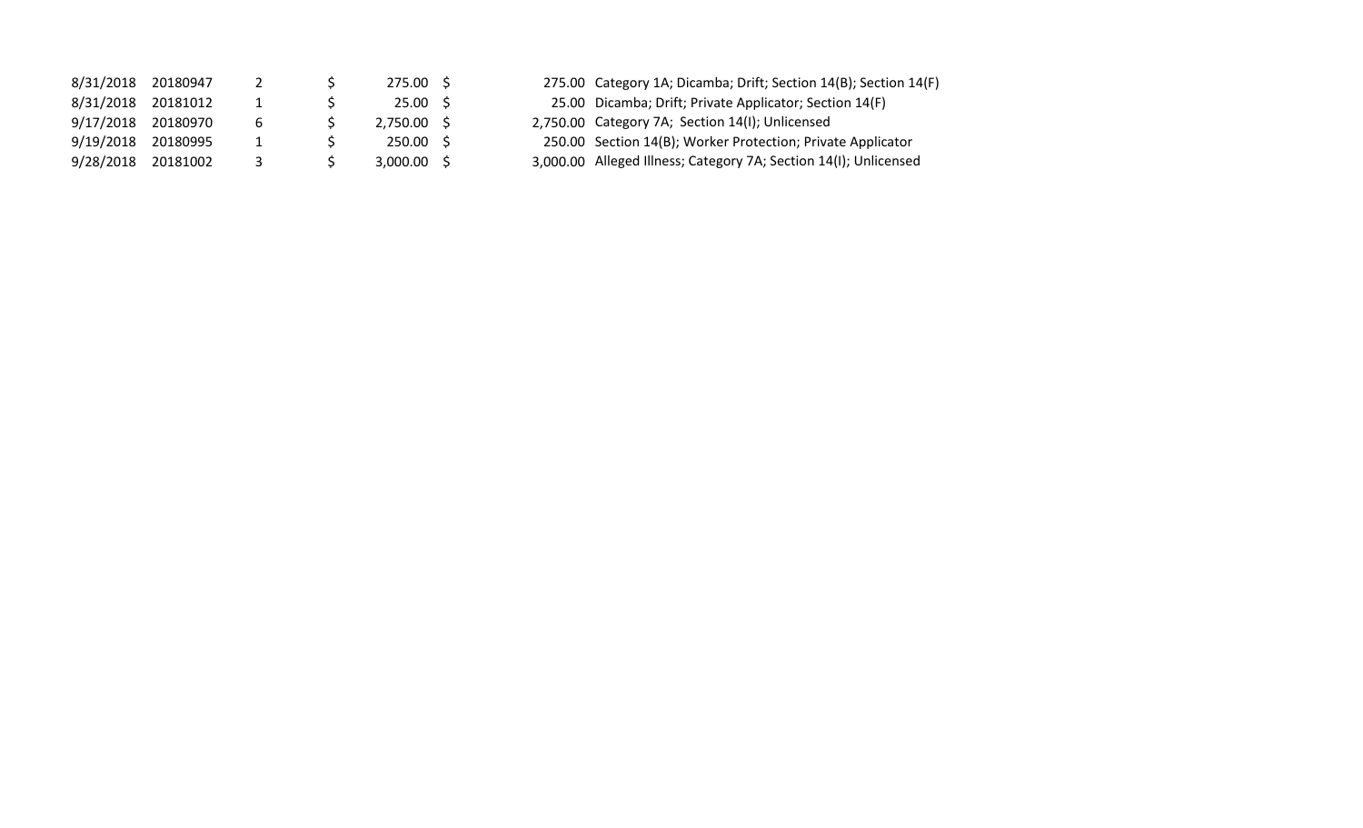| | | | | | | |
|---|---|---|---|---|---|---|
| 8/31/2018 | 20180947 | 2 | $ | 275.00 | $ | 275.00 | Category 1A; Dicamba; Drift; Section 14(B); Section 14(F) |
| 8/31/2018 | 20181012 | 1 | $ | 25.00 | $ | 25.00 | Dicamba; Drift; Private Applicator; Section 14(F) |
| 9/17/2018 | 20180970 | 6 | $ | 2,750.00 | $ | 2,750.00 | Category 7A; Section 14(I); Unlicensed |
| 9/19/2018 | 20180995 | 1 | $ | 250.00 | $ | 250.00 | Section 14(B); Worker Protection; Private Applicator |
| 9/28/2018 | 20181002 | 3 | $ | 3,000.00 | $ | 3,000.00 | Alleged Illness; Category 7A; Section 14(I); Unlicensed |